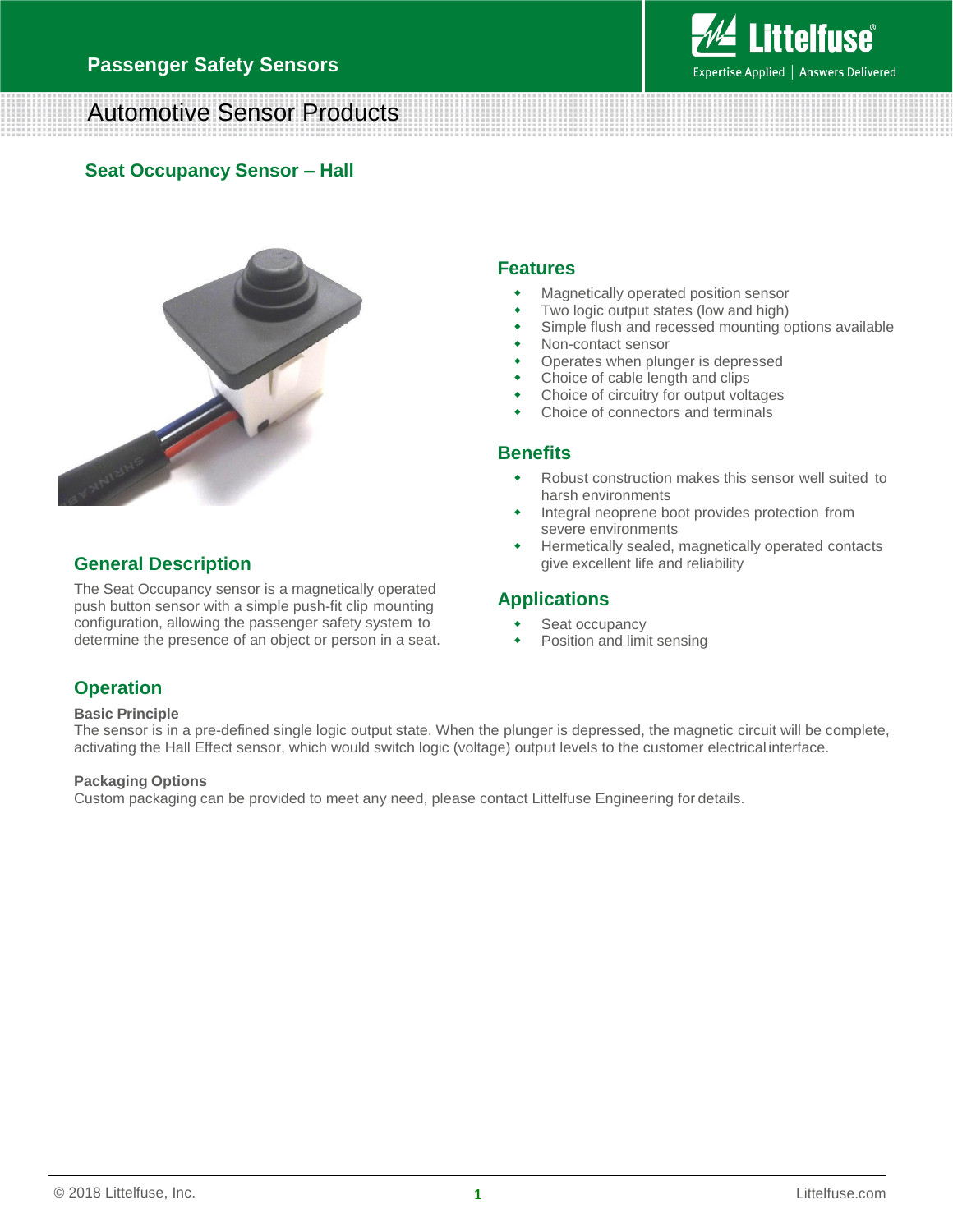Passenger Safety Sensors

# Automotive Sensor Products

## Seat Occupancy Sensor – Hall

### Features

- Magnetically operated position sensor
- Two logic output states (low and high)
- Simple flush and recessed mounting options available
- Non-contact sensor
- Operates when plunger is depressed
- Choice of cable length and clips
- Choice of circuitry for output voltages
- Choice of connectors and terminals

### Benefits

- Robust construction makes this sensor well suited to harsh environments
- Integral neoprene boot provides protection from severe environments
- Hermetically sealed, magnetically operated contacts give excellent life and reliability

### General Description

The Seat Occupancy sensor is a magnetically operated push button sensor with a simple push-fit clip mounting configuration, allowing the passenger safety system to determine the presence of an object or person in a seat.

### Applications

- Seat occupancy
- Position and limit sensing

### Operation

**Basic Principle**

The sensor is in a pre-defined single logic output state. When the plunger is depressed, the magnetic circuit will be complete, activating the Hall Effect sensor, which would switch logic (voltage) output levels to the customer electrical interface.

**Packaging Options**

Custom packaging can be provided to meet any need, please contact Littelfuse Engineering for details.

© 2018 Littelfuse, Inc.

Littelfuse.com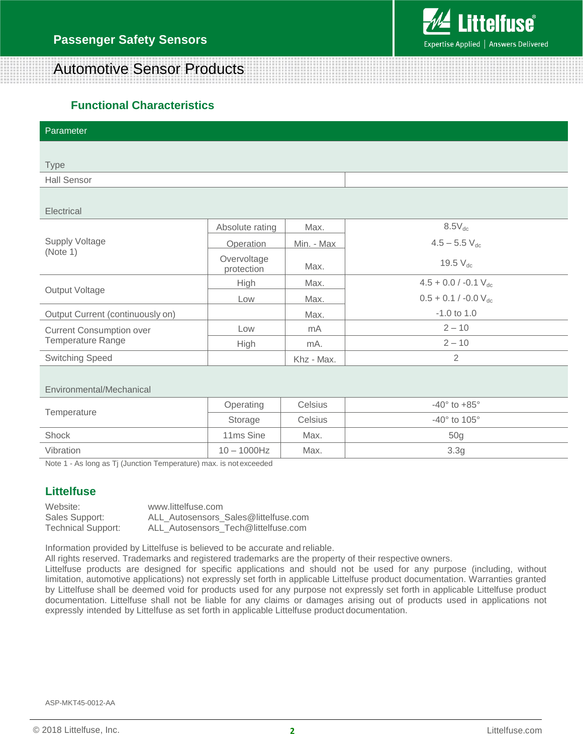Passenger Safety Sensors

# Automotive Sensor Products

## Functional Characteristics

| Parameter | | | |
|---|---|---|---|
| **Type** | | | |
| Hall Sensor | | | |
| **Electrical** | | | |
| Supply Voltage (Note 1) | Absolute rating | Max. | $8.5V_{dc}$ |
| | Operation | Min. - Max | $4.5 – 5.5\ V_{dc}$ |
| | Overvoltage protection | Max. | $19.5\ V_{dc}$ |
| Output Voltage | High | Max. | $4.5 + 0.0 / -0.1\ V_{dc}$ |
| | Low | Max. | $0.5 + 0.1 / -0.0\ V_{dc}$ |
| Output Current (continuously on) | | Max. | -1.0 to 1.0 |
| Current Consumption over Temperature Range | Low | mA | 2 – 10 |
| | High | mA. | 2 – 10 |
| Switching Speed | | Khz - Max. | 2 |
| **Environmental/Mechanical** | | | |
| Temperature | Operating | Celsius | -40° to +85° |
| | Storage | Celsius | -40° to 105° |
| Shock | 11ms Sine | Max. | 50g |
| Vibration | 10 – 1000Hz | Max. | 3.3g |

Note 1 - As long as Tj (Junction Temperature) max. is not exceeded

## Littelfuse

Website: www.littelfuse.com
Sales Support: ALL_Autosensors_Sales@littelfuse.com
Technical Support: ALL_Autosensors_Tech@littelfuse.com

Information provided by Littelfuse is believed to be accurate and reliable.
All rights reserved. Trademarks and registered trademarks are the property of their respective owners.
Littelfuse products are designed for specific applications and should not be used for any purpose (including, without limitation, automotive applications) not expressly set forth in applicable Littelfuse product documentation. Warranties granted by Littelfuse shall be deemed void for products used for any purpose not expressly set forth in applicable Littelfuse product documentation. Littelfuse shall not be liable for any claims or damages arising out of products used in applications not expressly intended by Littelfuse as set forth in applicable Littelfuse product documentation.

ASP-MKT45-0012-AA

© 2018 Littelfuse, Inc.